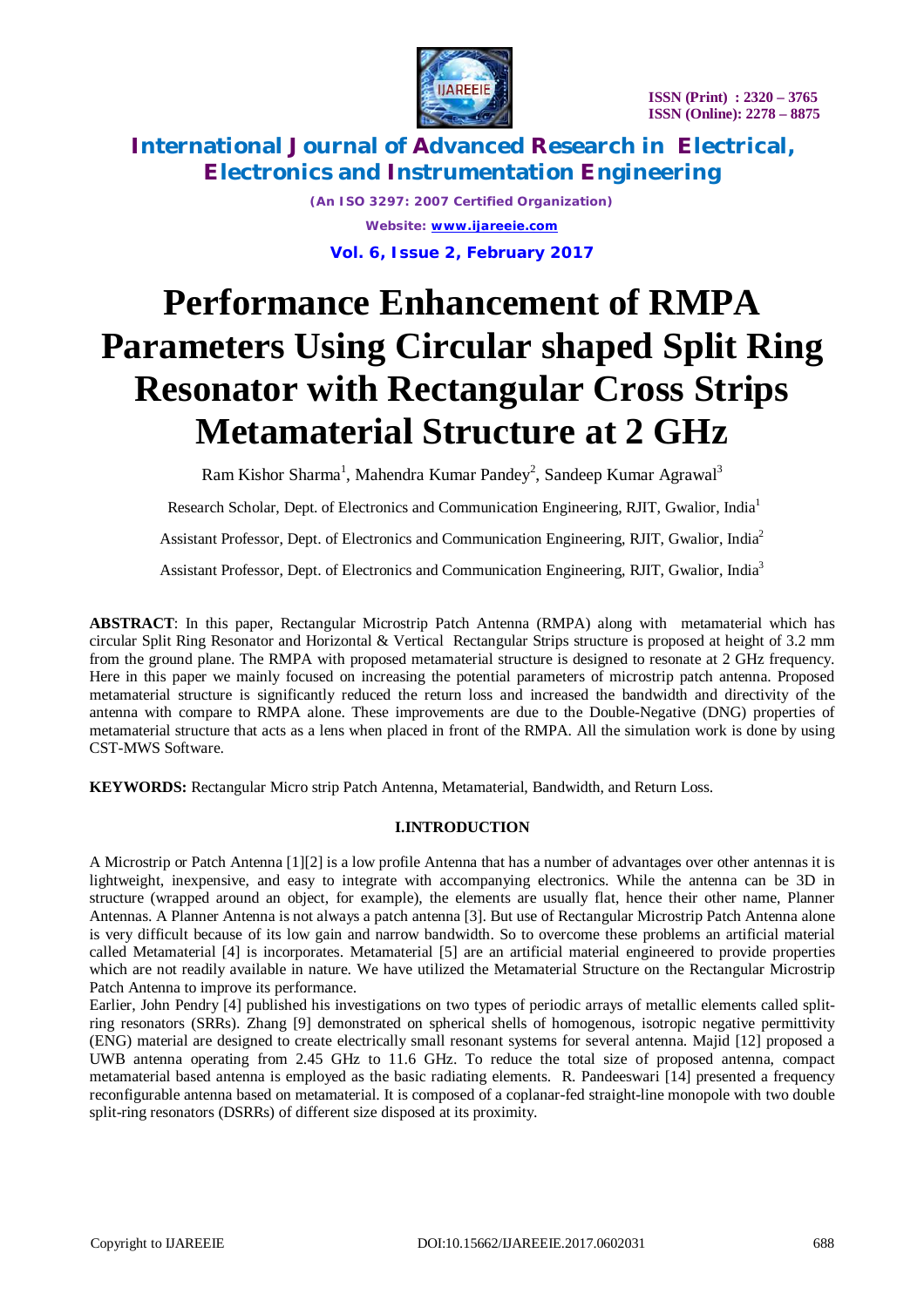# Performance Enhancement of RMPA Parameters Using Circular shaped Split Ring Resonator with Rectangular Cross Strips Metamaterial Structure at 2 GHz

Ram Kishor Sharma[1], Mahendra Kumar Pandey[2], Sandeep Kumar Agrawal[3]

Research Scholar, Dept. of Electronics and Communication Engineering, RJIT, Gwalior, India[1]

Assistant Professor, Dept. of Electronics and Communication Engineering, RJIT, Gwalior, India[2]

Assistant Professor, Dept. of Electronics and Communication Engineering, RJIT, Gwalior, India[3]

**ABSTRACT**: In this paper, Rectangular Microstrip Patch Antenna (RMPA) along with metamaterial which has circular Split Ring Resonator and Horizontal & Vertical Rectangular Strips structure is proposed at height of 3.2 mm from the ground plane. The RMPA with proposed metamaterial structure is designed to resonate at 2 GHz frequency. Here in this paper we mainly focused on increasing the potential parameters of microstrip patch antenna. Proposed metamaterial structure is significantly reduced the return loss and increased the bandwidth and directivity of the antenna with compare to RMPA alone. These improvements are due to the Double-Negative (DNG) properties of metamaterial structure that acts as a lens when placed in front of the RMPA. All the simulation work is done by using CST-MWS Software.

**KEYWORDS:** Rectangular Micro strip Patch Antenna, Metamaterial, Bandwidth, and Return Loss.

## I.INTRODUCTION

A Microstrip or Patch Antenna [1][2] is a low profile Antenna that has a number of advantages over other antennas it is lightweight, inexpensive, and easy to integrate with accompanying electronics. While the antenna can be 3D in structure (wrapped around an object, for example), the elements are usually flat, hence their other name, Planner Antennas. A Planner Antenna is not always a patch antenna [3]. But use of Rectangular Microstrip Patch Antenna alone is very difficult because of its low gain and narrow bandwidth. So to overcome these problems an artificial material called Metamaterial [4] is incorporates. Metamaterial [5] are an artificial material engineered to provide properties which are not readily available in nature. We have utilized the Metamaterial Structure on the Rectangular Microstrip Patch Antenna to improve its performance.

Earlier, John Pendry [4] published his investigations on two types of periodic arrays of metallic elements called split-ring resonators (SRRs). Zhang [9] demonstrated on spherical shells of homogenous, isotropic negative permittivity (ENG) material are designed to create electrically small resonant systems for several antenna. Majid [12] proposed a UWB antenna operating from 2.45 GHz to 11.6 GHz. To reduce the total size of proposed antenna, compact metamaterial based antenna is employed as the basic radiating elements. R. Pandeeswari [14] presented a frequency reconfigurable antenna based on metamaterial. It is composed of a coplanar-fed straight-line monopole with two double split-ring resonators (DSRRs) of different size disposed at its proximity.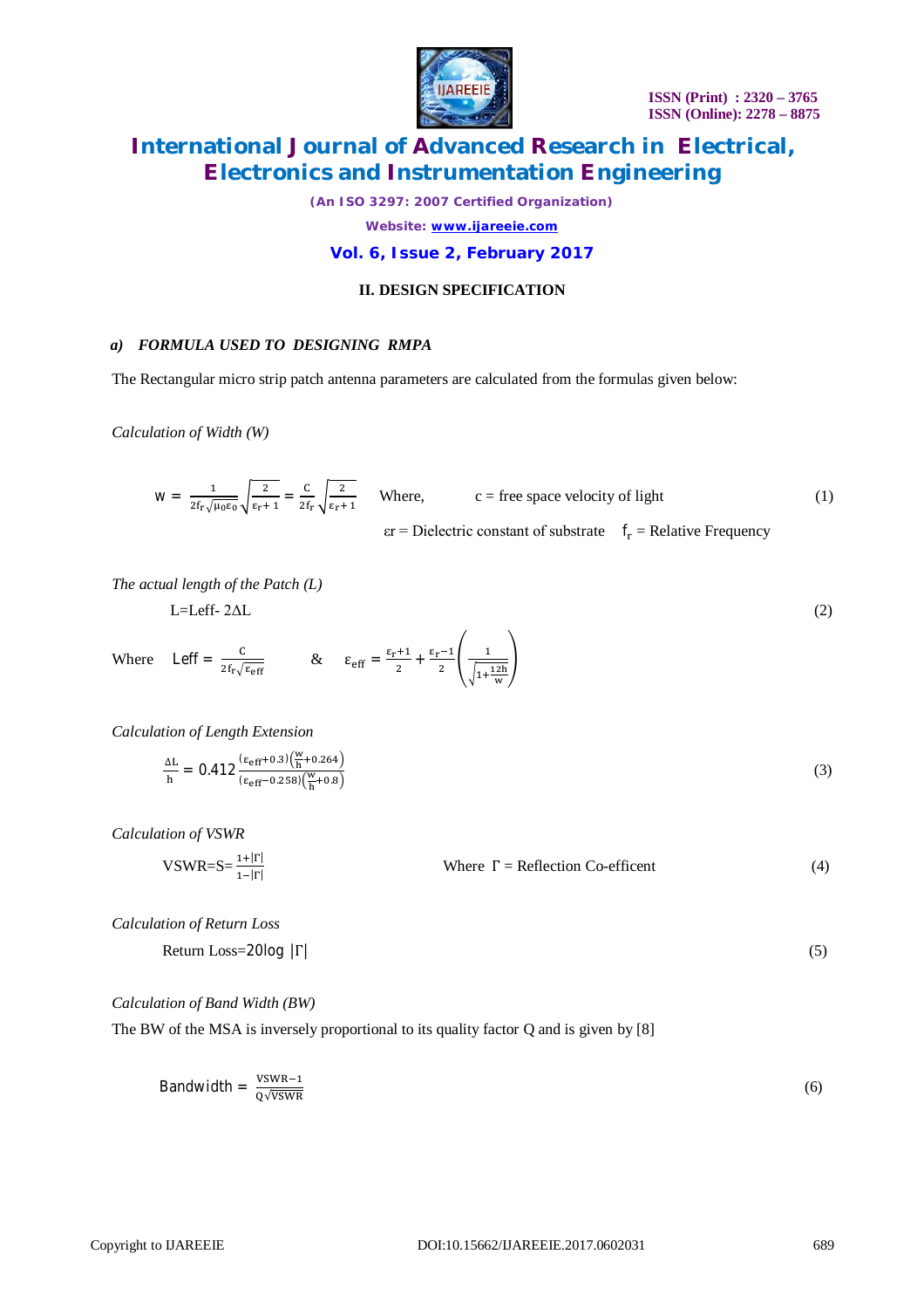## II. DESIGN SPECIFICATION

### *a) FORMULA USED TO DESIGNING RMPA*

The Rectangular micro strip patch antenna parameters are calculated from the formulas given below:

*Calculation of Width (W)*

$$W = \frac{1}{2f_r\sqrt{\mu_0\varepsilon_0}}\sqrt{\frac{2}{\varepsilon_r+1}} = \frac{C}{2f_r}\sqrt{\frac{2}{\varepsilon_r+1}} \quad (1)$$

Where, c = free space velocity of light

εr = Dielectric constant of substrate $f_r$ = Relative Frequency

*The actual length of the Patch (L)*

$$L = L_{eff} - 2\Delta L \quad (2)$$

Where $L_{eff} = \frac{C}{2f_r\sqrt{\varepsilon_{eff}}}$ & $\varepsilon_{eff} = \frac{\varepsilon_r+1}{2} + \frac{\varepsilon_r-1}{2}\left(\frac{1}{\sqrt{1+\frac{12h}{w}}}\right)$

*Calculation of Length Extension*

$$\frac{\Delta L}{h} = 0.412\frac{(\varepsilon_{eff}+0.3)\left(\frac{W}{h}+0.264\right)}{(\varepsilon_{eff}-0.258)\left(\frac{W}{h}+0.8\right)} \quad (3)$$

*Calculation of VSWR*

$$VSWR = S = \frac{1+|\Gamma|}{1-|\Gamma|} \quad (4)$$

Where Γ = Reflection Co-efficent

*Calculation of Return Loss*

$$\text{Return Loss} = 20\log|\Gamma| \quad (5)$$

*Calculation of Band Width (BW)*

The BW of the MSA is inversely proportional to its quality factor Q and is given by [8]

$$\text{Bandwidth} = \frac{VSWR-1}{Q\sqrt{VSWR}} \quad (6)$$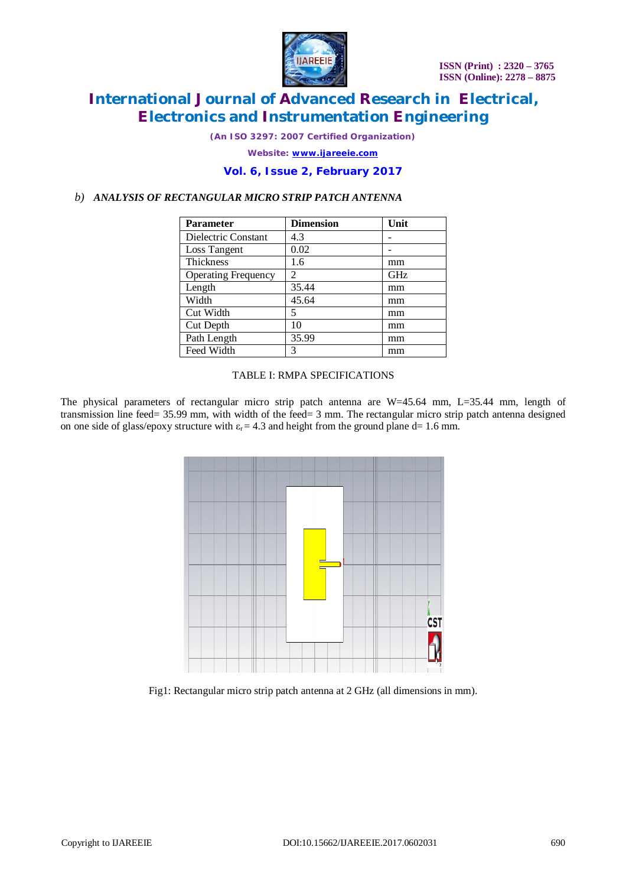*b) ANALYSIS OF RECTANGULAR MICRO STRIP PATCH ANTENNA*

| Parameter | Dimension | Unit |
| --- | --- | --- |
| Dielectric Constant | 4.3 | - |
| Loss Tangent | 0.02 | - |
| Thickness | 1.6 | mm |
| Operating Frequency | 2 | GHz |
| Length | 35.44 | mm |
| Width | 45.64 | mm |
| Cut Width | 5 | mm |
| Cut Depth | 10 | mm |
| Path Length | 35.99 | mm |
| Feed Width | 3 | mm |

TABLE I: RMPA SPECIFICATIONS

The physical parameters of rectangular micro strip patch antenna are W=45.64 mm, L=35.44 mm, length of transmission line feed= 35.99 mm, with width of the feed= 3 mm. The rectangular micro strip patch antenna designed on one side of glass/epoxy structure with $\varepsilon_r = 4.3$ and height from the ground plane d= 1.6 mm.

Fig1: Rectangular micro strip patch antenna at 2 GHz (all dimensions in mm).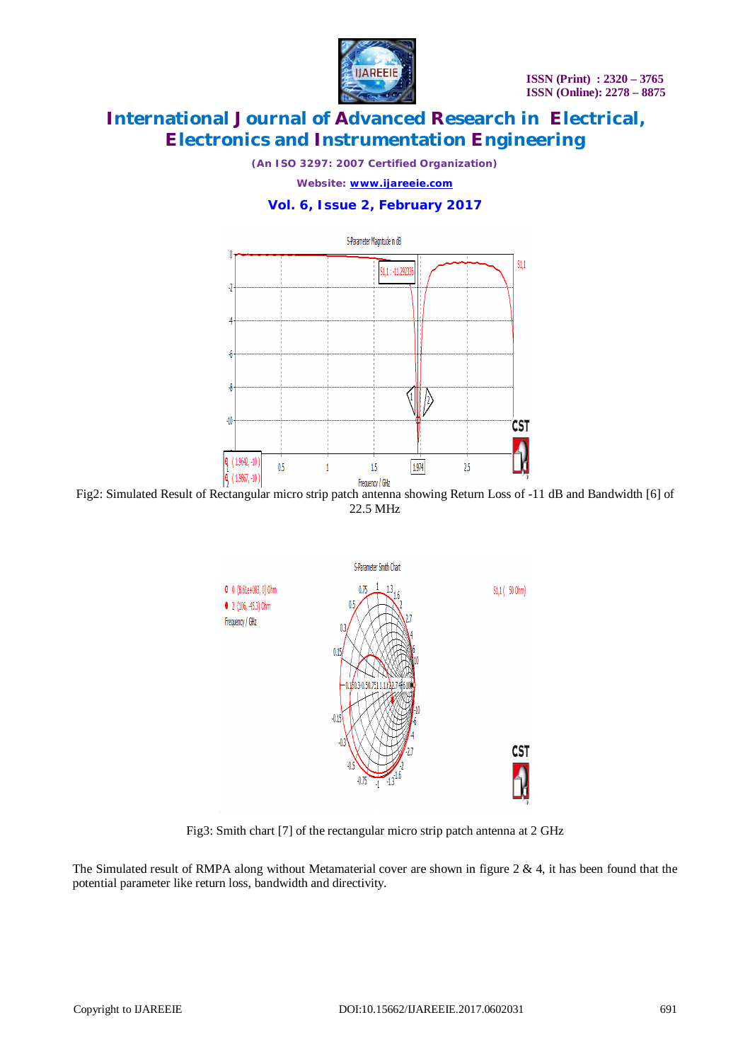Fig2: Simulated Result of Rectangular micro strip patch antenna showing Return Loss of -11 dB and Bandwidth [6] of 22.5 MHz

Fig3: Smith chart [7] of the rectangular micro strip patch antenna at 2 GHz

The Simulated result of RMPA along without Metamaterial cover are shown in figure 2 & 4, it has been found that the potential parameter like return loss, bandwidth and directivity.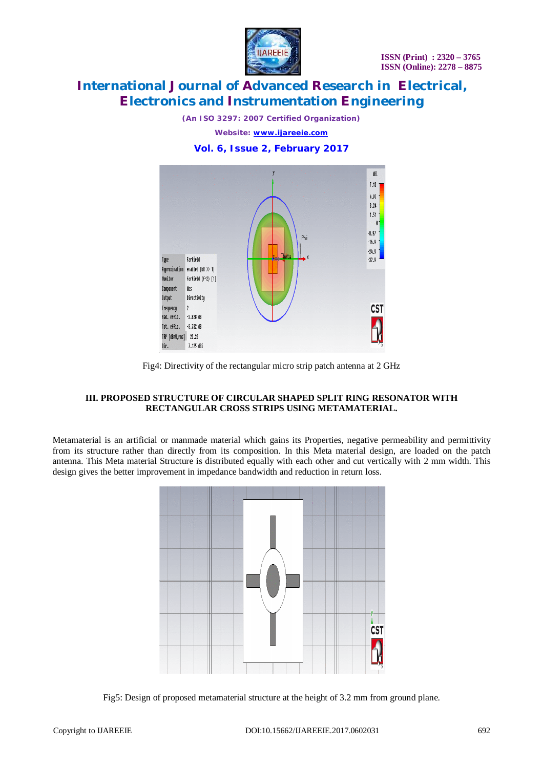Fig4: Directivity of the rectangular micro strip patch antenna at 2 GHz

### III. PROPOSED STRUCTURE OF CIRCULAR SHAPED SPLIT RING RESONATOR WITH RECTANGULAR CROSS STRIPS USING METAMATERIAL.

Metamaterial is an artificial or manmade material which gains its Properties, negative permeability and permittivity from its structure rather than directly from its composition. In this Meta material design, are loaded on the patch antenna. This Meta material Structure is distributed equally with each other and cut vertically with 2 mm width. This design gives the better improvement in impedance bandwidth and reduction in return loss.

Fig5: Design of proposed metamaterial structure at the height of 3.2 mm from ground plane.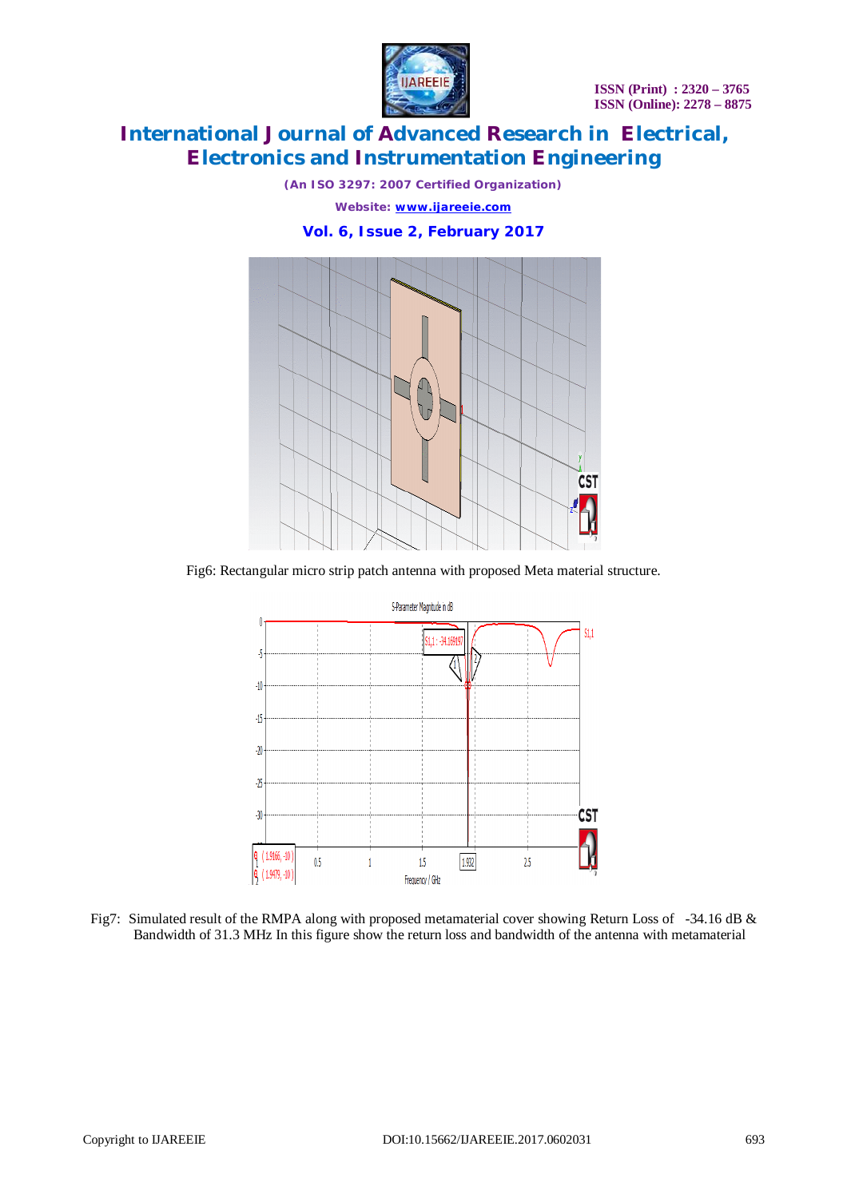Fig6: Rectangular micro strip patch antenna with proposed Meta material structure.

Fig7: Simulated result of the RMPA along with proposed metamaterial cover showing Return Loss of -34.16 dB & Bandwidth of 31.3 MHz In this figure show the return loss and bandwidth of the antenna with metamaterial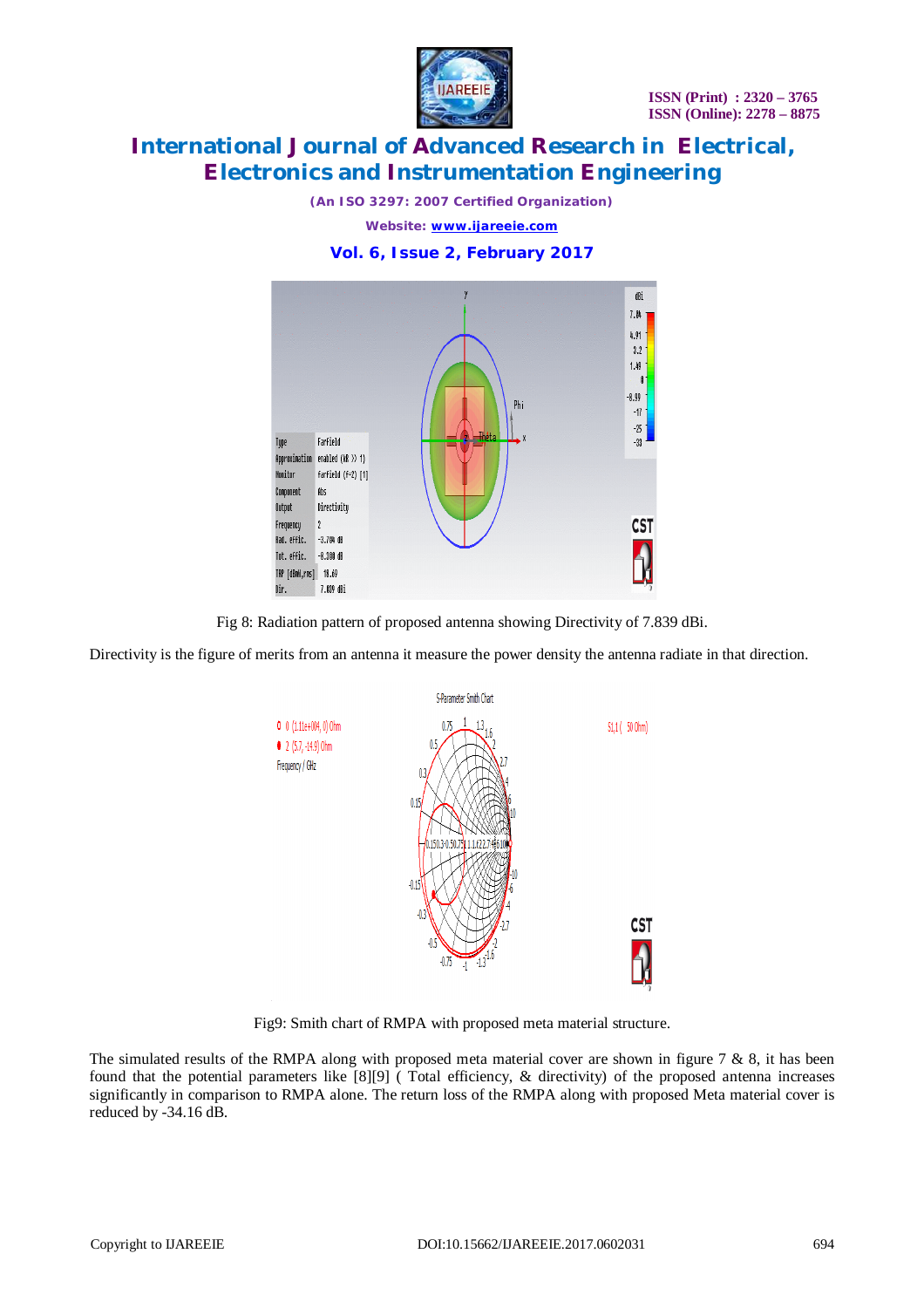Fig 8: Radiation pattern of proposed antenna showing Directivity of 7.839 dBi.

Directivity is the figure of merits from an antenna it measure the power density the antenna radiate in that direction.

Fig9: Smith chart of RMPA with proposed meta material structure.

The simulated results of the RMPA along with proposed meta material cover are shown in figure 7 & 8, it has been found that the potential parameters like [8][9] ( Total efficiency, & directivity) of the proposed antenna increases significantly in comparison to RMPA alone. The return loss of the RMPA along with proposed Meta material cover is reduced by -34.16 dB.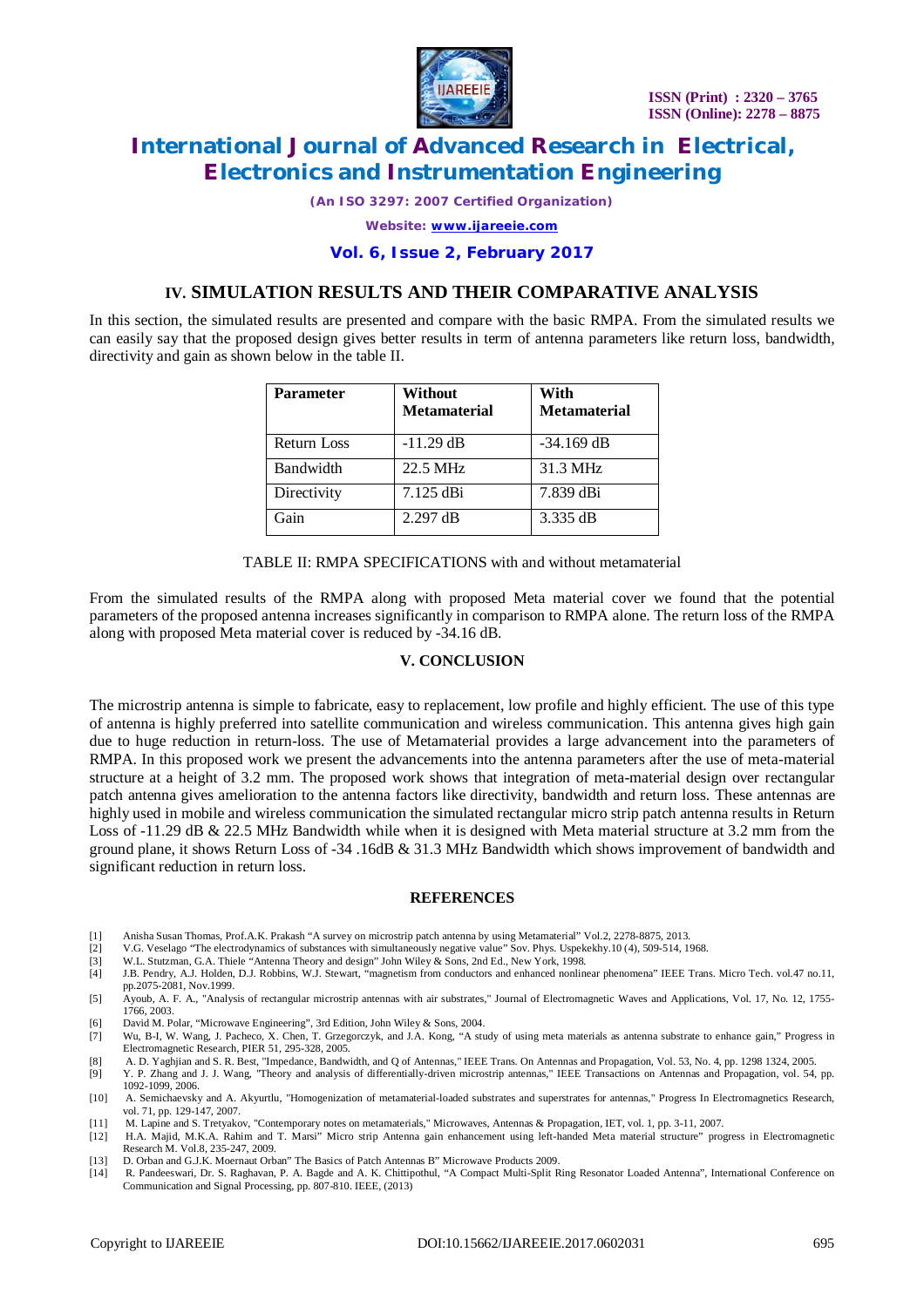## IV. SIMULATION RESULTS AND THEIR COMPARATIVE ANALYSIS

In this section, the simulated results are presented and compare with the basic RMPA. From the simulated results we can easily say that the proposed design gives better results in term of antenna parameters like return loss, bandwidth, directivity and gain as shown below in the table II.

| Parameter | Without Metamaterial | With Metamaterial |
|---|---|---|
| Return Loss | -11.29 dB | -34.169 dB |
| Bandwidth | 22.5 MHz | 31.3 MHz |
| Directivity | 7.125 dBi | 7.839 dBi |
| Gain | 2.297 dB | 3.335 dB |

TABLE II: RMPA SPECIFICATIONS with and without metamaterial

From the simulated results of the RMPA along with proposed Meta material cover we found that the potential parameters of the proposed antenna increases significantly in comparison to RMPA alone. The return loss of the RMPA along with proposed Meta material cover is reduced by -34.16 dB.

## V. CONCLUSION

The microstrip antenna is simple to fabricate, easy to replacement, low profile and highly efficient. The use of this type of antenna is highly preferred into satellite communication and wireless communication. This antenna gives high gain due to huge reduction in return-loss. The use of Metamaterial provides a large advancement into the parameters of RMPA. In this proposed work we present the advancements into the antenna parameters after the use of meta-material structure at a height of 3.2 mm. The proposed work shows that integration of meta-material design over rectangular patch antenna gives amelioration to the antenna factors like directivity, bandwidth and return loss. These antennas are highly used in mobile and wireless communication the simulated rectangular micro strip patch antenna results in Return Loss of -11.29 dB & 22.5 MHz Bandwidth while when it is designed with Meta material structure at 3.2 mm from the ground plane, it shows Return Loss of -34 .16dB & 31.3 MHz Bandwidth which shows improvement of bandwidth and significant reduction in return loss.

## REFERENCES

[1] Anisha Susan Thomas, Prof.A.K. Prakash "A survey on microstrip patch antenna by using Metamaterial" Vol.2, 2278-8875, 2013.

[2] V.G. Veselago "The electrodynamics of substances with simultaneously negative value" Sov. Phys. Uspekekhy.10 (4), 509-514, 1968.

[3] W.L. Stutzman, G.A. Thiele "Antenna Theory and design" John Wiley & Sons, 2nd Ed., New York, 1998.

[4] J.B. Pendry, A.J. Holden, D.J. Robbins, W.J. Stewart, "magnetism from conductors and enhanced nonlinear phenomena" IEEE Trans. Micro Tech. vol.47 no.11, pp.2075-2081, Nov.1999.

[5] Ayoub, A. F. A., "Analysis of rectangular microstrip antennas with air substrates," Journal of Electromagnetic Waves and Applications, Vol. 17, No. 12, 1755-1766, 2003.

[6] David M. Polar, "Microwave Engineering", 3rd Edition, John Wiley & Sons, 2004.

[7] Wu, B-I, W. Wang, J. Pacheco, X. Chen, T. Grzegorczyk, and J.A. Kong, "A study of using meta materials as antenna substrate to enhance gain," Progress in Electromagnetic Research, PIER 51, 295-328, 2005.

[8] A. D. Yaghjian and S. R. Best, "Impedance, Bandwidth, and Q of Antennas," IEEE Trans. On Antennas and Propagation, Vol. 53, No. 4, pp. 1298 1324, 2005.

[9] Y. P. Zhang and J. J. Wang, "Theory and analysis of differentially-driven microstrip antennas," IEEE Transactions on Antennas and Propagation, vol. 54, pp. 1092-1099, 2006.

[10] A. Semichaevsky and A. Akyurtlu, "Homogenization of metamaterial-loaded substrates and superstrates for antennas," Progress In Electromagnetics Research, vol. 71, pp. 129-147, 2007.

[11] M. Lapine and S. Tretyakov, "Contemporary notes on metamaterials," Microwaves, Antennas & Propagation, IET, vol. 1, pp. 3-11, 2007.

[12] H.A. Majid, M.K.A. Rahim and T. Marsi" Micro strip Antenna gain enhancement using left-handed Meta material structure" progress in Electromagnetic Research M. Vol.8, 235-247, 2009.

[13] D. Orban and G.J.K. Moernaut Orban" The Basics of Patch Antennas B" Microwave Products 2009.

[14] R. Pandeeswari, Dr. S. Raghavan, P. A. Bagde and A. K. Chittipothul, "A Compact Multi-Split Ring Resonator Loaded Antenna", International Conference on Communication and Signal Processing, pp. 807-810. IEEE, (2013)